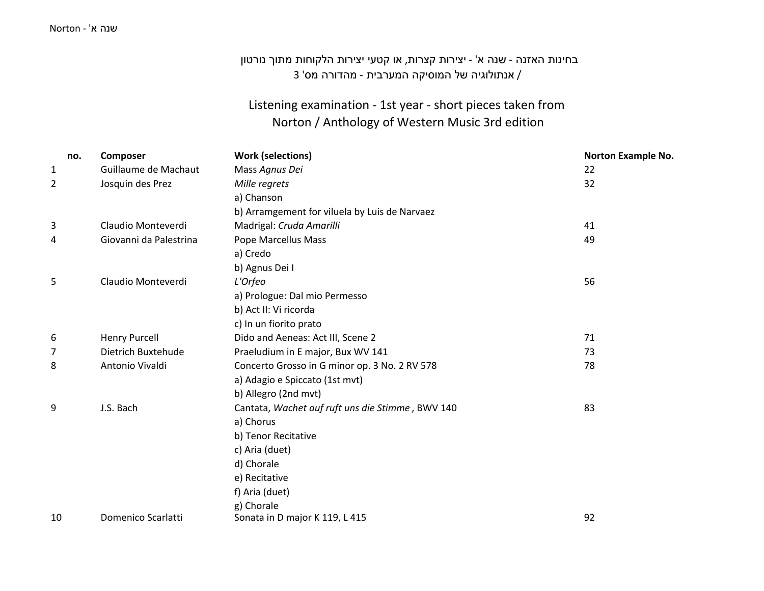בחינות האזנה - שנה א' - יצירות קצרות, או קטעי יצירות הלקוחות מתוך נורטון / אנתולוגיה של המוסיקה המערבית - מהדורה מס' 3

# Listening examination - 1st year - short pieces taken from Norton / Anthology of Western Music 3rd edition

| no. | Composer | Work (selections) | Norton Example No. |
|---|---|---|---|
| 1 | Guillaume de Machaut | Mass *Agnus Dei* | 22 |
| 2 | Josquin des Prez | *Mille regrets* | 32 |
| | | a) Chanson | |
| | | b) Arramgement for viluela by Luis de Narvaez | |
| 3 | Claudio Monteverdi | Madrigal: *Cruda Amarilli* | 41 |
| 4 | Giovanni da Palestrina | Pope Marcellus Mass | 49 |
| | | a) Credo | |
| | | b) Agnus Dei I | |
| 5 | Claudio Monteverdi | *L'Orfeo* | 56 |
| | | a) Prologue: Dal mio Permesso | |
| | | b) Act II: Vi ricorda | |
| | | c) In un fiorito prato | |
| 6 | Henry Purcell | Dido and Aeneas: Act III, Scene 2 | 71 |
| 7 | Dietrich Buxtehude | Praeludium in E major, Bux WV 141 | 73 |
| 8 | Antonio Vivaldi | Concerto Grosso in G minor op. 3 No. 2 RV 578 | 78 |
| | | a) Adagio e Spiccato (1st mvt) | |
| | | b) Allegro (2nd mvt) | |
| 9 | J.S. Bach | Cantata, *Wachet auf ruft uns die Stimme* , BWV 140 | 83 |
| | | a) Chorus | |
| | | b) Tenor Recitative | |
| | | c) Aria (duet) | |
| | | d) Chorale | |
| | | e) Recitative | |
| | | f) Aria (duet) | |
| | | g) Chorale | |
| 10 | Domenico Scarlatti | Sonata in D major K 119, L 415 | 92 |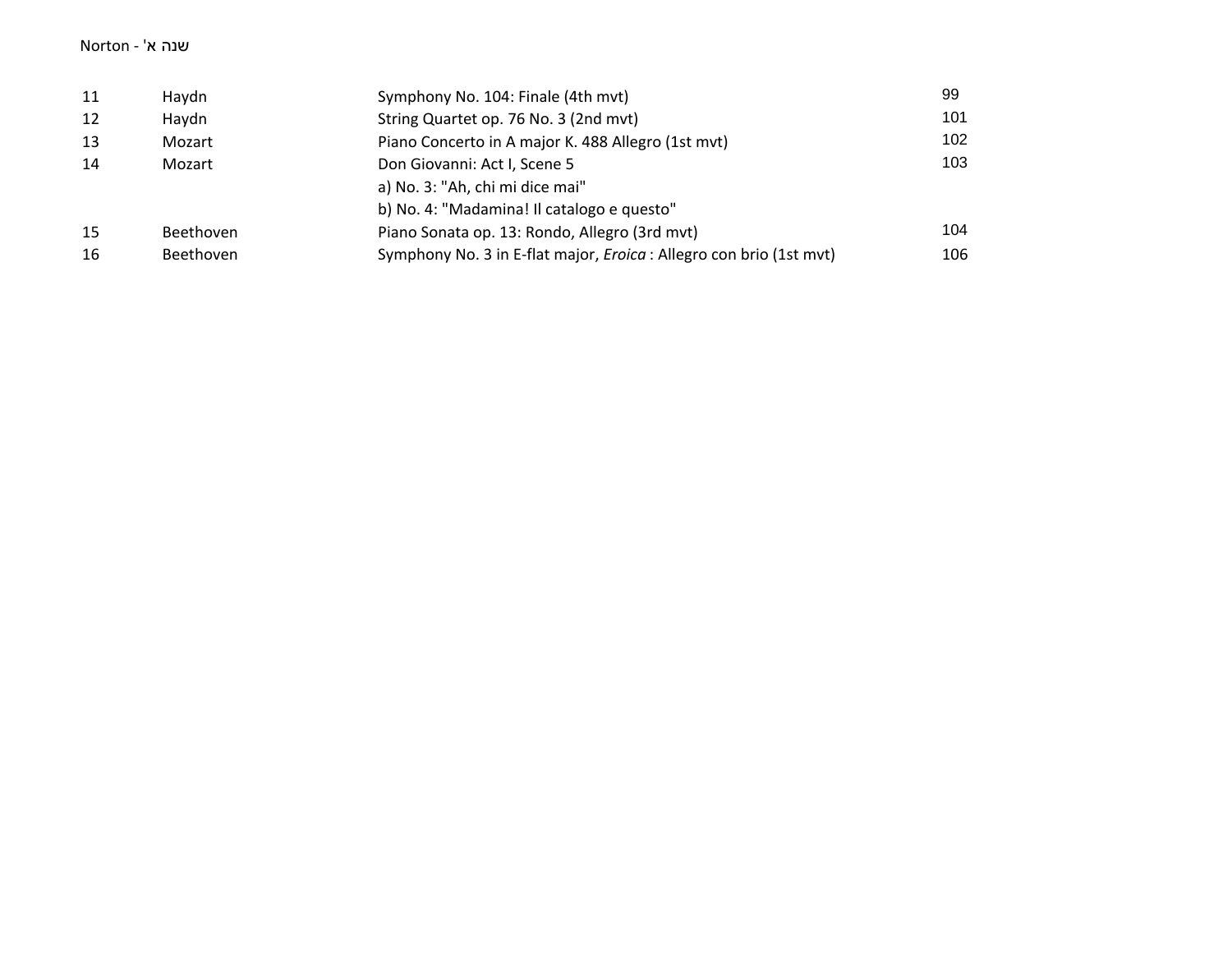Norton - שנה א'

| | | | |
|---|---|---|---|
| 11 | Haydn | Symphony No. 104: Finale (4th mvt) | 99 |
| 12 | Haydn | String Quartet op. 76 No. 3 (2nd mvt) | 101 |
| 13 | Mozart | Piano Concerto in A major K. 488 Allegro (1st mvt) | 102 |
| 14 | Mozart | Don Giovanni: Act I, Scene 5 | 103 |
| | | a) No. 3: "Ah, chi mi dice mai" | |
| | | b) No. 4: "Madamina! Il catalogo e questo" | |
| 15 | Beethoven | Piano Sonata op. 13: Rondo, Allegro (3rd mvt) | 104 |
| 16 | Beethoven | Symphony No. 3 in E-flat major, *Eroica* : Allegro con brio (1st mvt) | 106 |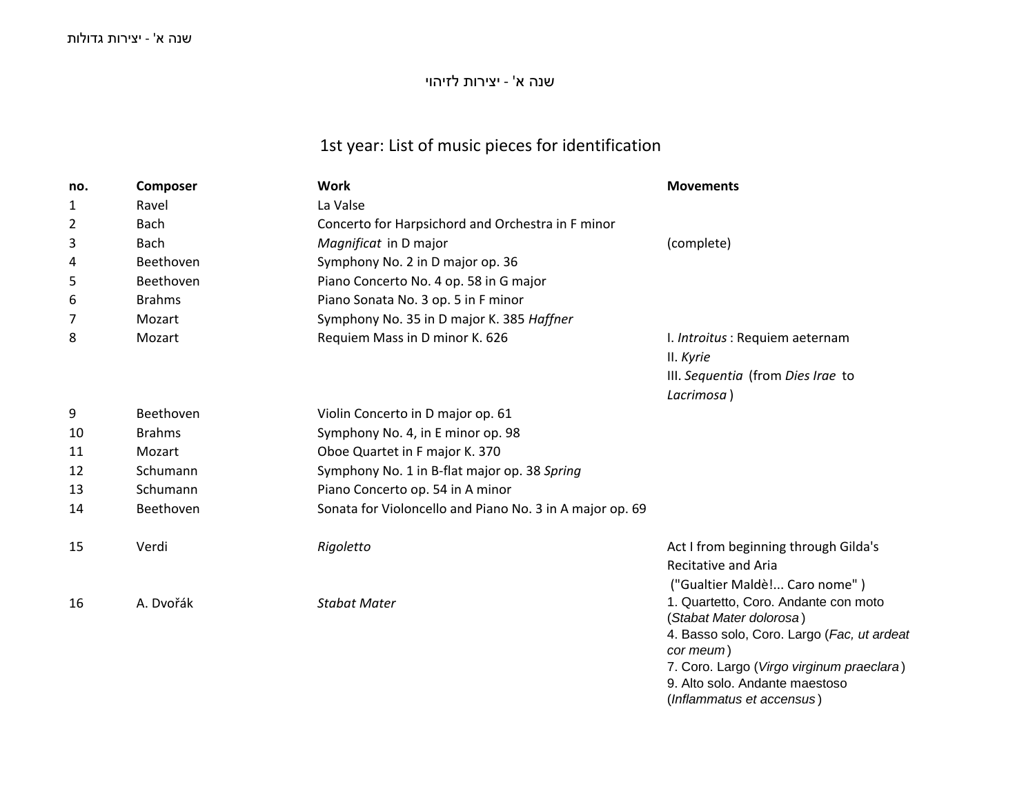שנה א' - יצירות לזיהוי

## 1st year: List of music pieces for identification

| no. | Composer | Work | Movements |
|---|---|---|---|
| 1 | Ravel | La Valse | |
| 2 | Bach | Concerto for Harpsichord and Orchestra in F minor | |
| 3 | Bach | *Magnificat* in D major | (complete) |
| 4 | Beethoven | Symphony No. 2 in D major op. 36 | |
| 5 | Beethoven | Piano Concerto No. 4 op. 58 in G major | |
| 6 | Brahms | Piano Sonata No. 3 op. 5 in F minor | |
| 7 | Mozart | Symphony No. 35 in D major K. 385 *Haffner* | |
| 8 | Mozart | Requiem Mass in D minor K. 626 | I. *Introitus* : Requiem aeternam<br>II. *Kyrie*<br>III. *Sequentia* (from *Dies Irae* to *Lacrimosa*) |
| 9 | Beethoven | Violin Concerto in D major op. 61 | |
| 10 | Brahms | Symphony No. 4, in E minor op. 98 | |
| 11 | Mozart | Oboe Quartet in F major K. 370 | |
| 12 | Schumann | Symphony No. 1 in B-flat major op. 38 *Spring* | |
| 13 | Schumann | Piano Concerto op. 54 in A minor | |
| 14 | Beethoven | Sonata for Violoncello and Piano No. 3 in A major op. 69 | |
| 15 | Verdi | *Rigoletto* | Act I from beginning through Gilda's Recitative and Aria ("Gualtier Maldè!... Caro nome") |
| 16 | A. Dvořák | *Stabat Mater* | 1. Quartetto, Coro. Andante con moto (*Stabat Mater dolorosa*)<br>4. Basso solo, Coro. Largo (*Fac, ut ardeat cor meum*)<br>7. Coro. Largo (*Virgo virginum praeclara*)<br>9. Alto solo. Andante maestoso (*Inflammatus et accensus*) |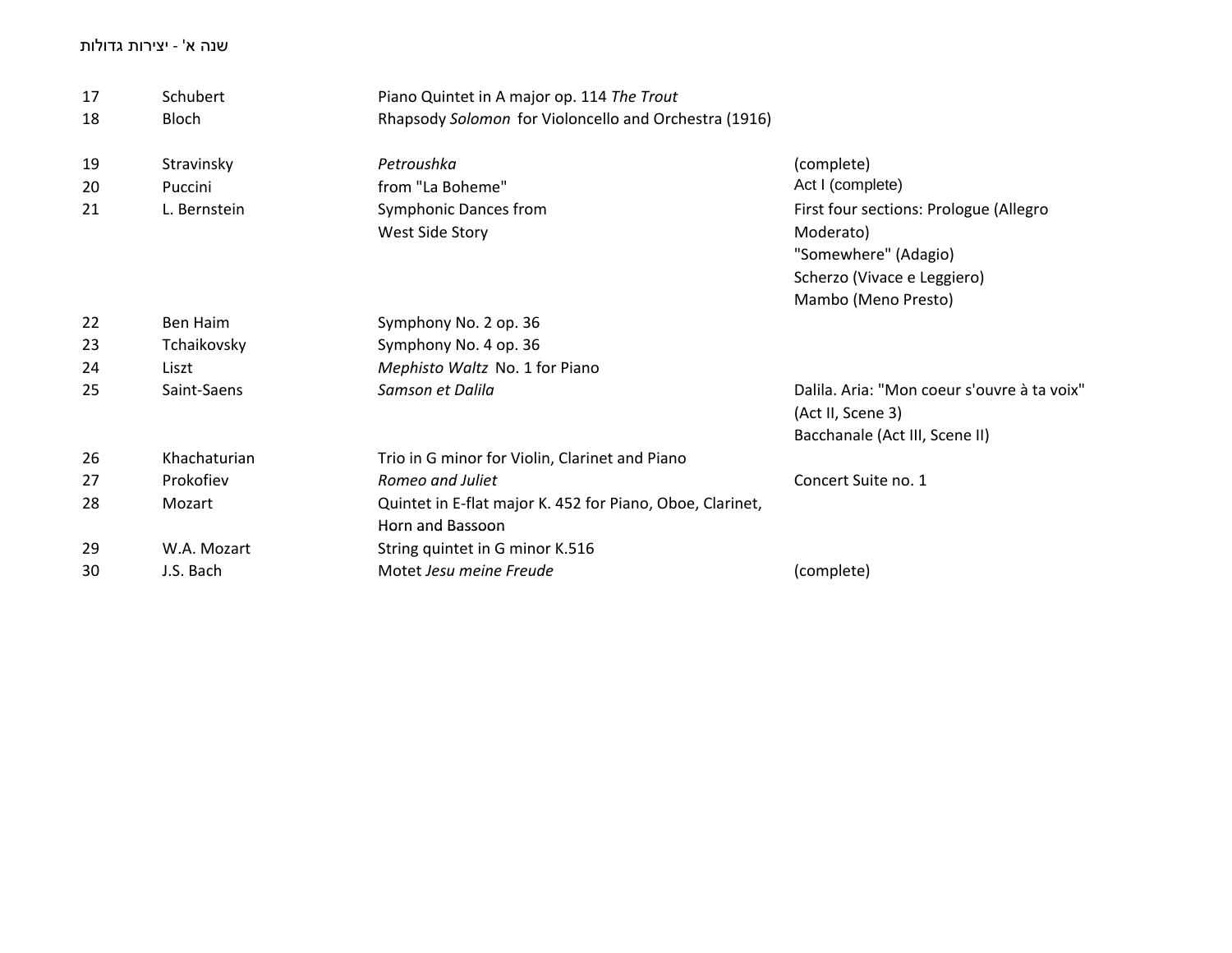שנה א' - יצירות גדולות

| | | | |
|---|---|---|---|
| 17 | Schubert | Piano Quintet in A major op. 114 *The Trout* | |
| 18 | Bloch | Rhapsody *Solomon* for Violoncello and Orchestra (1916) | |
| 19 | Stravinsky | *Petroushka* | (complete) |
| 20 | Puccini | from "La Boheme" | Act I (complete) |
| 21 | L. Bernstein | Symphonic Dances from West Side Story | First four sections: Prologue (Allegro Moderato)<br>"Somewhere" (Adagio)<br>Scherzo (Vivace e Leggiero)<br>Mambo (Meno Presto) |
| 22 | Ben Haim | Symphony No. 2 op. 36 | |
| 23 | Tchaikovsky | Symphony No. 4 op. 36 | |
| 24 | Liszt | *Mephisto Waltz* No. 1 for Piano | |
| 25 | Saint-Saens | *Samson et Dalila* | Dalila. Aria: "Mon coeur s'ouvre à ta voix" (Act II, Scene 3)<br>Bacchanale (Act III, Scene II) |
| 26 | Khachaturian | Trio in G minor for Violin, Clarinet and Piano | |
| 27 | Prokofiev | *Romeo and Juliet* | Concert Suite no. 1 |
| 28 | Mozart | Quintet in E-flat major K. 452 for Piano, Oboe, Clarinet, Horn and Bassoon | |
| 29 | W.A. Mozart | String quintet in G minor K.516 | |
| 30 | J.S. Bach | Motet *Jesu meine Freude* | (complete) |